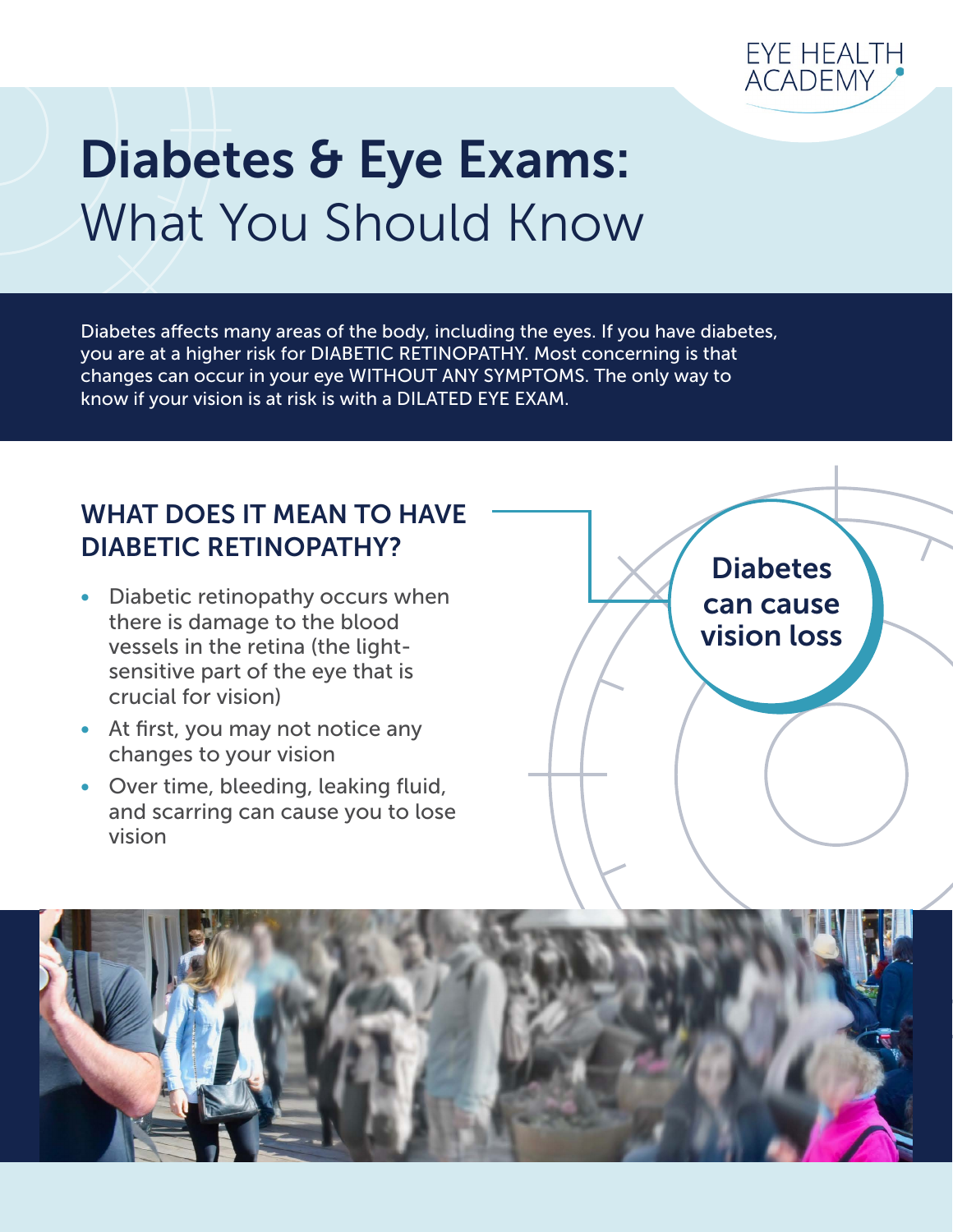EYE HEALTH ACADEMY

# Diabetes & Eye Exams: What You Should Know

Diabetes affects many areas of the body, including the eyes. If you have diabetes, you are at a higher risk for DIABETIC RETINOPATHY. Most concerning is that changes can occur in your eye WITHOUT ANY SYMPTOMS. The only way to know if your vision is at risk is with a DILATED EYE EXAM.

## WHAT DOES IT MEAN TO HAVE DIABETIC RETINOPATHY?

- Diabetic retinopathy occurs when there is damage to the blood vessels in the retina (the light-sensitive part of the eye that is crucial for vision)
- At first, you may not notice any changes to your vision
- Over time, bleeding, leaking fluid, and scarring can cause you to lose vision

**Diabetes can cause vision loss**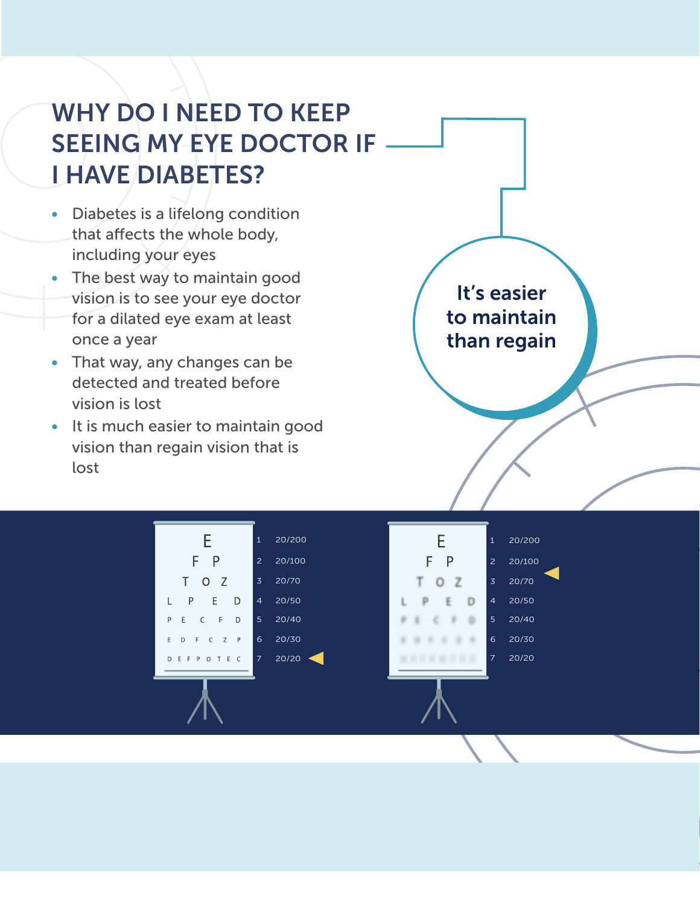# WHY DO I NEED TO KEEP SEEING MY EYE DOCTOR IF I HAVE DIABETES?

- Diabetes is a lifelong condition that affects the whole body, including your eyes
- The best way to maintain good vision is to see your eye doctor for a dilated eye exam at least once a year
- That way, any changes can be detected and treated before vision is lost
- It is much easier to maintain good vision than regain vision that is lost

**It's easier to maintain than regain**

E
F P
T O Z
L P E D
P E C F D
E D F C Z P
D E F P O T E C

1 20/200
2 20/100
3 20/70
4 20/50
5 20/40
6 20/30
7 20/20

E
F P
T O Z
L P E D
P E C F D

1 20/200
2 20/100
3 20/70
4 20/50
5 20/40
6 20/30
7 20/20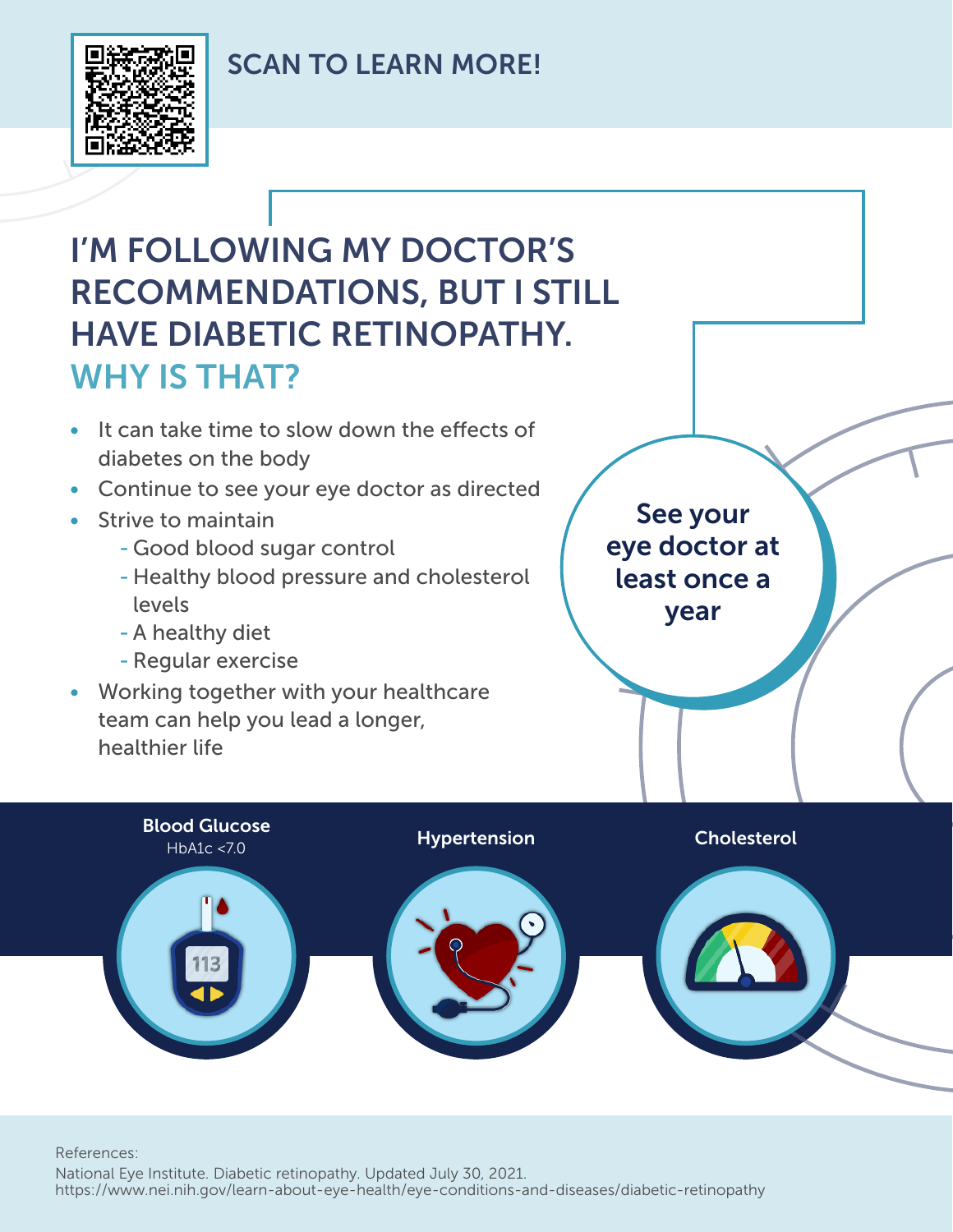SCAN TO LEARN MORE!

# I'M FOLLOWING MY DOCTOR'S RECOMMENDATIONS, BUT I STILL HAVE DIABETIC RETINOPATHY.

## WHY IS THAT?

- It can take time to slow down the effects of diabetes on the body
- Continue to see your eye doctor as directed
- Strive to maintain
  - Good blood sugar control
  - Healthy blood pressure and cholesterol levels
  - A healthy diet
  - Regular exercise
- Working together with your healthcare team can help you lead a longer, healthier life

**See your eye doctor at least once a year**

**Blood Glucose**
HbA1c <7.0

113

**Hypertension**

**Cholesterol**

References:
National Eye Institute. Diabetic retinopathy. Updated July 30, 2021.
https://www.nei.nih.gov/learn-about-eye-health/eye-conditions-and-diseases/diabetic-retinopathy